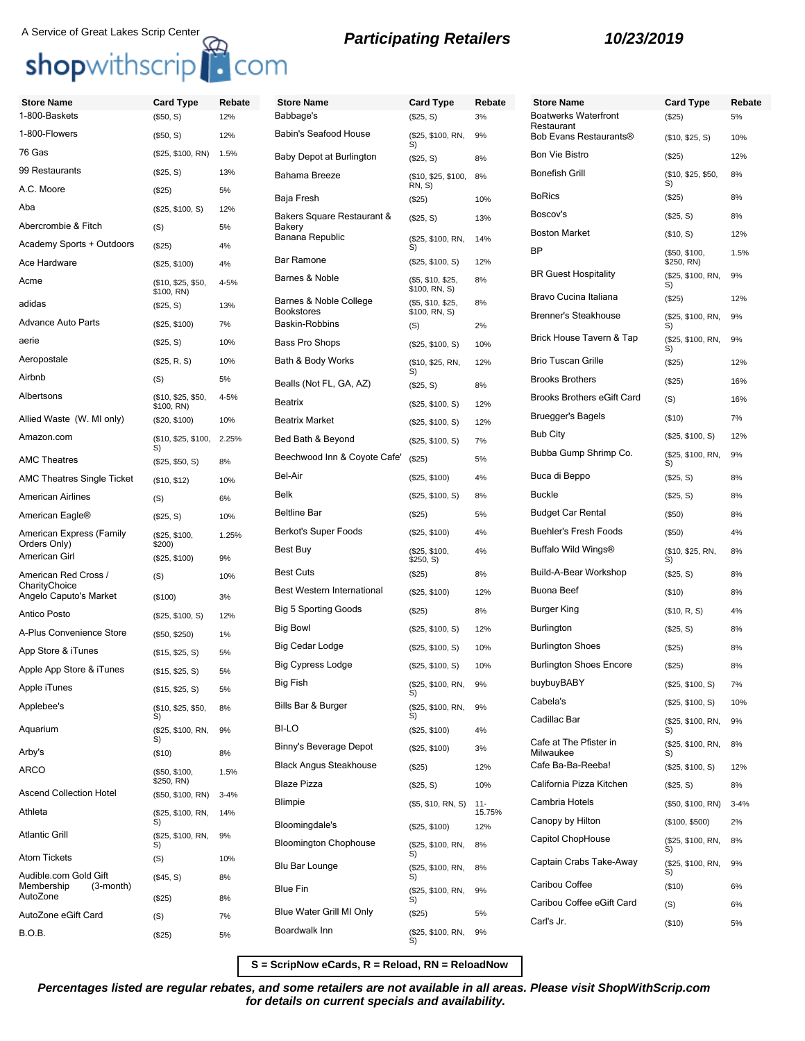A Service of Great Lakes Scrip Center

shopwithscrip.com

## Participating Retailers

**10/23/2019**

| Store Name | Card Type | Rebate |
|---|---|---|
| 1-800-Baskets | ($50, S) | 12% |
| 1-800-Flowers | ($50, S) | 12% |
| 76 Gas | ($25, $100, RN) | 1.5% |
| 99 Restaurants | ($25, S) | 13% |
| A.C. Moore | ($25) | 5% |
| Aba | ($25, $100, S) | 12% |
| Abercrombie & Fitch | (S) | 5% |
| Academy Sports + Outdoors | ($25) | 4% |
| Ace Hardware | ($25, $100) | 4% |
| Acme | ($10, $25, $50, $100, RN) | 4-5% |
| adidas | ($25, S) | 13% |
| Advance Auto Parts | ($25, $100) | 7% |
| aerie | ($25, S) | 10% |
| Aeropostale | ($25, R, S) | 10% |
| Airbnb | (S) | 5% |
| Albertsons | ($10, $25, $50, $100, RN) | 4-5% |
| Allied Waste (W. MI only) | ($20, $100) | 10% |
| Amazon.com | ($10, $25, $100, S) | 2.25% |
| AMC Theatres | ($25, $50, S) | 8% |
| AMC Theatres Single Ticket | ($10, $12) | 10% |
| American Airlines | (S) | 6% |
| American Eagle® | ($25, S) | 10% |
| American Express (Family Orders Only) | ($25, $100, $200) | 1.25% |
| American Girl | ($25, $100) | 9% |
| American Red Cross / CharityChoice | (S) | 10% |
| Angelo Caputo's Market | ($100) | 3% |
| Antico Posto | ($25, $100, S) | 12% |
| A-Plus Convenience Store | ($50, $250) | 1% |
| App Store & iTunes | ($15, $25, S) | 5% |
| Apple App Store & iTunes | ($15, $25, S) | 5% |
| Apple iTunes | ($15, $25, S) | 5% |
| Applebee's | ($10, $25, $50, S) | 8% |
| Aquarium | ($25, $100, RN, S) | 9% |
| Arby's | ($10) | 8% |
| ARCO | ($50, $100, $250, RN) | 1.5% |
| Ascend Collection Hotel | ($50, $100, RN) | 3-4% |
| Athleta | ($25, $100, RN, S) | 14% |
| Atlantic Grill | ($25, $100, RN, S) | 9% |
| Atom Tickets | (S) | 10% |
| Audible.com Gold Gift Membership (3-month) | ($45, S) | 8% |
| AutoZone | ($25) | 8% |
| AutoZone eGift Card | (S) | 7% |
| B.O.B. | ($25) | 5% |
| Babbage's | ($25, S) | 3% |
| Babin's Seafood House | ($25, $100, RN, S) | 9% |
| Baby Depot at Burlington | ($25, S) | 8% |
| Bahama Breeze | ($10, $25, $100, RN, S) | 8% |
| Baja Fresh | ($25) | 10% |
| Bakers Square Restaurant & Bakery | ($25, S) | 13% |
| Banana Republic | ($25, $100, RN, S) | 14% |
| Bar Ramone | ($25, $100, S) | 12% |
| Barnes & Noble | ($5, $10, $25, $100, RN, S) | 8% |
| Barnes & Noble College Bookstores | ($5, $10, $25, $100, RN, S) | 8% |
| Baskin-Robbins | (S) | 2% |
| Bass Pro Shops | ($25, $100, S) | 10% |
| Bath & Body Works | ($10, $25, RN, S) | 12% |
| Bealls (Not FL, GA, AZ) | ($25, S) | 8% |
| Beatrix | ($25, $100, S) | 12% |
| Beatrix Market | ($25, $100, S) | 12% |
| Bed Bath & Beyond | ($25, $100, S) | 7% |
| Beechwood Inn & Coyote Cafe' | ($25) | 5% |
| Bel-Air | ($25, $100) | 4% |
| Belk | ($25, $100, S) | 8% |
| Beltline Bar | ($25) | 5% |
| Berkot's Super Foods | ($25, $100) | 4% |
| Best Buy | ($25, $100, $250, S) | 4% |
| Best Cuts | ($25) | 8% |
| Best Western International | ($25, $100) | 12% |
| Big 5 Sporting Goods | ($25) | 8% |
| Big Bowl | ($25, $100, S) | 12% |
| Big Cedar Lodge | ($25, $100, S) | 10% |
| Big Cypress Lodge | ($25, $100, S) | 10% |
| Big Fish | ($25, $100, RN, S) | 9% |
| Bills Bar & Burger | ($25, $100, RN, S) | 9% |
| BI-LO | ($25, $100) | 4% |
| Binny's Beverage Depot | ($25, $100) | 3% |
| Black Angus Steakhouse | ($25) | 12% |
| Blaze Pizza | ($25, S) | 10% |
| Blimpie | ($5, $10, RN, S) | 11-15.75% |
| Bloomingdale's | ($25, $100) | 12% |
| Bloomington Chophouse | ($25, $100, RN, S) | 8% |
| Blu Bar Lounge | ($25, $100, RN, S) | 8% |
| Blue Fin | ($25, $100, RN, S) | 9% |
| Blue Water Grill MI Only | ($25) | 5% |
| Boardwalk Inn | ($25, $100, RN, S) | 9% |
| Boatwerks Waterfront Restaurant | ($25) | 5% |
| Bob Evans Restaurants® | ($10, $25, S) | 10% |
| Bon Vie Bistro | ($25) | 12% |
| Bonefish Grill | ($10, $25, $50, S) | 8% |
| BoRics | ($25) | 8% |
| Boscov's | ($25, S) | 8% |
| Boston Market | ($10, S) | 12% |
| BP | ($50, $100, $250, RN) | 1.5% |
| BR Guest Hospitality | ($25, $100, RN, S) | 9% |
| Bravo Cucina Italiana | ($25) | 12% |
| Brenner's Steakhouse | ($25, $100, RN, S) | 9% |
| Brick House Tavern & Tap | ($25, $100, RN, S) | 9% |
| Brio Tuscan Grille | ($25) | 12% |
| Brooks Brothers | ($25) | 16% |
| Brooks Brothers eGift Card | (S) | 16% |
| Bruegger's Bagels | ($10) | 7% |
| Bub City | ($25, $100, S) | 12% |
| Bubba Gump Shrimp Co. | ($25, $100, RN, S) | 9% |
| Buca di Beppo | ($25, S) | 8% |
| Buckle | ($25, S) | 8% |
| Budget Car Rental | ($50) | 8% |
| Buehler's Fresh Foods | ($50) | 4% |
| Buffalo Wild Wings® | ($10, $25, RN, S) | 8% |
| Build-A-Bear Workshop | ($25, S) | 8% |
| Buona Beef | ($10) | 8% |
| Burger King | ($10, R, S) | 4% |
| Burlington | ($25, S) | 8% |
| Burlington Shoes | ($25) | 8% |
| Burlington Shoes Encore | ($25) | 8% |
| buybuyBABY | ($25, $100, S) | 7% |
| Cabela's | ($25, $100, S) | 10% |
| Cadillac Bar | ($25, $100, RN, S) | 9% |
| Cafe at The Pfister in Milwaukee | ($25, $100, RN, S) | 8% |
| Cafe Ba-Ba-Reeba! | ($25, $100, S) | 12% |
| California Pizza Kitchen | ($25, S) | 8% |
| Cambria Hotels | ($50, $100, RN) | 3-4% |
| Canopy by Hilton | ($100, $500) | 2% |
| Capitol ChopHouse | ($25, $100, RN, S) | 8% |
| Captain Crabs Take-Away | ($25, $100, RN, S) | 9% |
| Caribou Coffee | ($10) | 6% |
| Caribou Coffee eGift Card | (S) | 6% |
| Carl's Jr. | ($10) | 5% |

**S = ScripNow eCards, R = Reload, RN = ReloadNow**

***Percentages listed are regular rebates, and some retailers are not available in all areas. Please visit ShopWithScrip.com for details on current specials and availability.***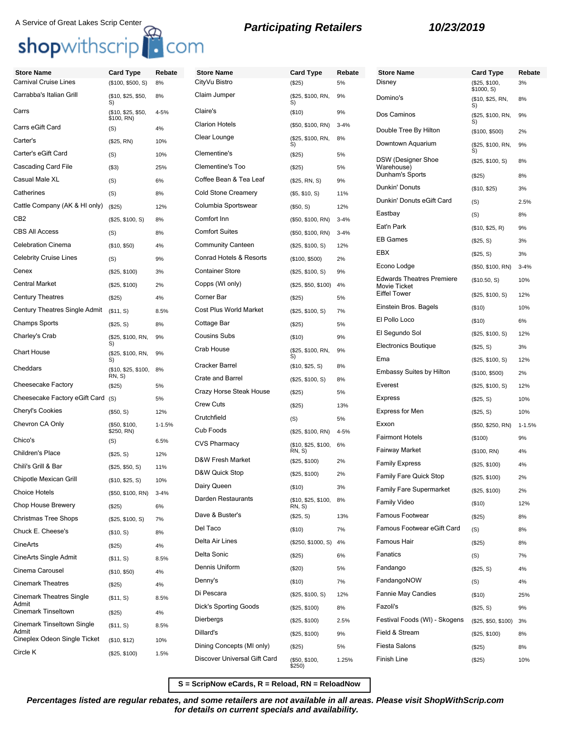A Service of Great Lakes Scrip Center

shopwithscrip.com

**Participating Retailers** **10/23/2019**

| Store Name | Card Type | Rebate |
|---|---|---|
| Carnival Cruise Lines | ($100, $500, S) | 8% |
| Carrabba's Italian Grill | ($10, $25, $50, S) | 8% |
| Carrs | ($10, $25, $50, $100, RN) | 4-5% |
| Carrs eGift Card | (S) | 4% |
| Carter's | ($25, RN) | 10% |
| Carter's eGift Card | (S) | 10% |
| Cascading Card File | ($3) | 25% |
| Casual Male XL | (S) | 6% |
| Catherines | (S) | 8% |
| Cattle Company (AK & HI only) | ($25) | 12% |
| CB2 | ($25, $100, S) | 8% |
| CBS All Access | (S) | 8% |
| Celebration Cinema | ($10, $50) | 4% |
| Celebrity Cruise Lines | (S) | 9% |
| Cenex | ($25, $100) | 3% |
| Central Market | ($25, $100) | 2% |
| Century Theatres | ($25) | 4% |
| Century Theatres Single Admit | ($11, S) | 8.5% |
| Champs Sports | ($25, S) | 8% |
| Charley's Crab | ($25, $100, RN, S) | 9% |
| Chart House | ($25, $100, RN, S) | 9% |
| Cheddars | ($10, $25, $100, RN, S) | 8% |
| Cheesecake Factory | ($25) | 5% |
| Cheesecake Factory eGift Card | (S) | 5% |
| Cheryl's Cookies | ($50, S) | 12% |
| Chevron CA Only | ($50, $100, $250, RN) | 1-1.5% |
| Chico's | (S) | 6.5% |
| Children's Place | ($25, S) | 12% |
| Chili's Grill & Bar | ($25, $50, S) | 11% |
| Chipotle Mexican Grill | ($10, $25, S) | 10% |
| Choice Hotels | ($50, $100, RN) | 3-4% |
| Chop House Brewery | ($25) | 6% |
| Christmas Tree Shops | ($25, $100, S) | 7% |
| Chuck E. Cheese's | ($10, S) | 8% |
| CineArts | ($25) | 4% |
| CineArts Single Admit | ($11, S) | 8.5% |
| Cinema Carousel | ($10, $50) | 4% |
| Cinemark Theatres | ($25) | 4% |
| Cinemark Theatres Single Admit | ($11, S) | 8.5% |
| Cinemark Tinseltown | ($25) | 4% |
| Cinemark Tinseltown Single Admit | ($11, S) | 8.5% |
| Cineplex Odeon Single Ticket | ($10, $12) | 10% |
| Circle K | ($25, $100) | 1.5% |
| CityVu Bistro | ($25) | 5% |
| Claim Jumper | ($25, $100, RN, S) | 9% |
| Claire's | ($10) | 9% |
| Clarion Hotels | ($50, $100, RN) | 3-4% |
| Clear Lounge | ($25, $100, RN, S) | 8% |
| Clementine's | ($25) | 5% |
| Clementine's Too | ($25) | 5% |
| Coffee Bean & Tea Leaf | ($25, RN, S) | 9% |
| Cold Stone Creamery | ($5, $10, S) | 11% |
| Columbia Sportswear | ($50, S) | 12% |
| Comfort Inn | ($50, $100, RN) | 3-4% |
| Comfort Suites | ($50, $100, RN) | 3-4% |
| Community Canteen | ($25, $100, S) | 12% |
| Conrad Hotels & Resorts | ($100, $500) | 2% |
| Container Store | ($25, $100, S) | 9% |
| Copps (WI only) | ($25, $50, $100) | 4% |
| Corner Bar | ($25) | 5% |
| Cost Plus World Market | ($25, $100, S) | 7% |
| Cottage Bar | ($25) | 5% |
| Cousins Subs | ($10) | 9% |
| Crab House | ($25, $100, RN, S) | 9% |
| Cracker Barrel | ($10, $25, S) | 8% |
| Crate and Barrel | ($25, $100, S) | 8% |
| Crazy Horse Steak House | ($25) | 5% |
| Crew Cuts | ($25) | 13% |
| Crutchfield | (S) | 5% |
| Cub Foods | ($25, $100, RN) | 4-5% |
| CVS Pharmacy | ($10, $25, $100, RN, S) | 6% |
| D&W Fresh Market | ($25, $100) | 2% |
| D&W Quick Stop | ($25, $100) | 2% |
| Dairy Queen | ($10) | 3% |
| Darden Restaurants | ($10, $25, $100, RN, S) | 8% |
| Dave & Buster's | ($25, S) | 13% |
| Del Taco | ($10) | 7% |
| Delta Air Lines | ($250, $1000, S) | 4% |
| Delta Sonic | ($25) | 6% |
| Dennis Uniform | ($20) | 5% |
| Denny's | ($10) | 7% |
| Di Pescara | ($25, $100, S) | 12% |
| Dick's Sporting Goods | ($25, $100) | 8% |
| Dierbergs | ($25, $100) | 2.5% |
| Dillard's | ($25, $100) | 9% |
| Dining Concepts (MI only) | ($25) | 5% |
| Discover Universal Gift Card | ($50, $100, $250) | 1.25% |
| Disney | ($25, $100, $1000, S) | 3% |
| Domino's | ($10, $25, RN, S) | 8% |
| Dos Caminos | ($25, $100, RN, S) | 9% |
| Double Tree By Hilton | ($100, $500) | 2% |
| Downtown Aquarium | ($25, $100, RN, S) | 9% |
| DSW (Designer Shoe Warehouse) | ($25, $100, S) | 8% |
| Dunham's Sports | ($25) | 8% |
| Dunkin' Donuts | ($10, $25) | 3% |
| Dunkin' Donuts eGift Card | (S) | 2.5% |
| Eastbay | (S) | 8% |
| Eat'n Park | ($10, $25, R) | 9% |
| EB Games | ($25, S) | 3% |
| EBX | ($25, S) | 3% |
| Econo Lodge | ($50, $100, RN) | 3-4% |
| Edwards Theatres Premiere Movie Ticket | ($10.50, S) | 10% |
| Eiffel Tower | ($25, $100, S) | 12% |
| Einstein Bros. Bagels | ($10) | 10% |
| El Pollo Loco | ($10) | 6% |
| El Segundo Sol | ($25, $100, S) | 12% |
| Electronics Boutique | ($25, S) | 3% |
| Ema | ($25, $100, S) | 12% |
| Embassy Suites by Hilton | ($100, $500) | 2% |
| Everest | ($25, $100, S) | 12% |
| Express | ($25, S) | 10% |
| Express for Men | ($25, S) | 10% |
| Exxon | ($50, $250, RN) | 1-1.5% |
| Fairmont Hotels | ($100) | 9% |
| Fairway Market | ($100, RN) | 4% |
| Family Express | ($25, $100) | 4% |
| Family Fare Quick Stop | ($25, $100) | 2% |
| Family Fare Supermarket | ($25, $100) | 2% |
| Family Video | ($10) | 12% |
| Famous Footwear | ($25) | 8% |
| Famous Footwear eGift Card | (S) | 8% |
| Famous Hair | ($25) | 8% |
| Fanatics | (S) | 7% |
| Fandango | ($25, S) | 4% |
| FandangoNOW | (S) | 4% |
| Fannie May Candies | ($10) | 25% |
| Fazoli's | ($25, S) | 9% |
| Festival Foods (WI) - Skogens | ($25, $50, $100) | 3% |
| Field & Stream | ($25, $100) | 8% |
| Fiesta Salons | ($25) | 8% |
| Finish Line | ($25) | 10% |

**S = ScripNow eCards, R = Reload, RN = ReloadNow**

***Percentages listed are regular rebates, and some retailers are not available in all areas. Please visit ShopWithScrip.com for details on current specials and availability.***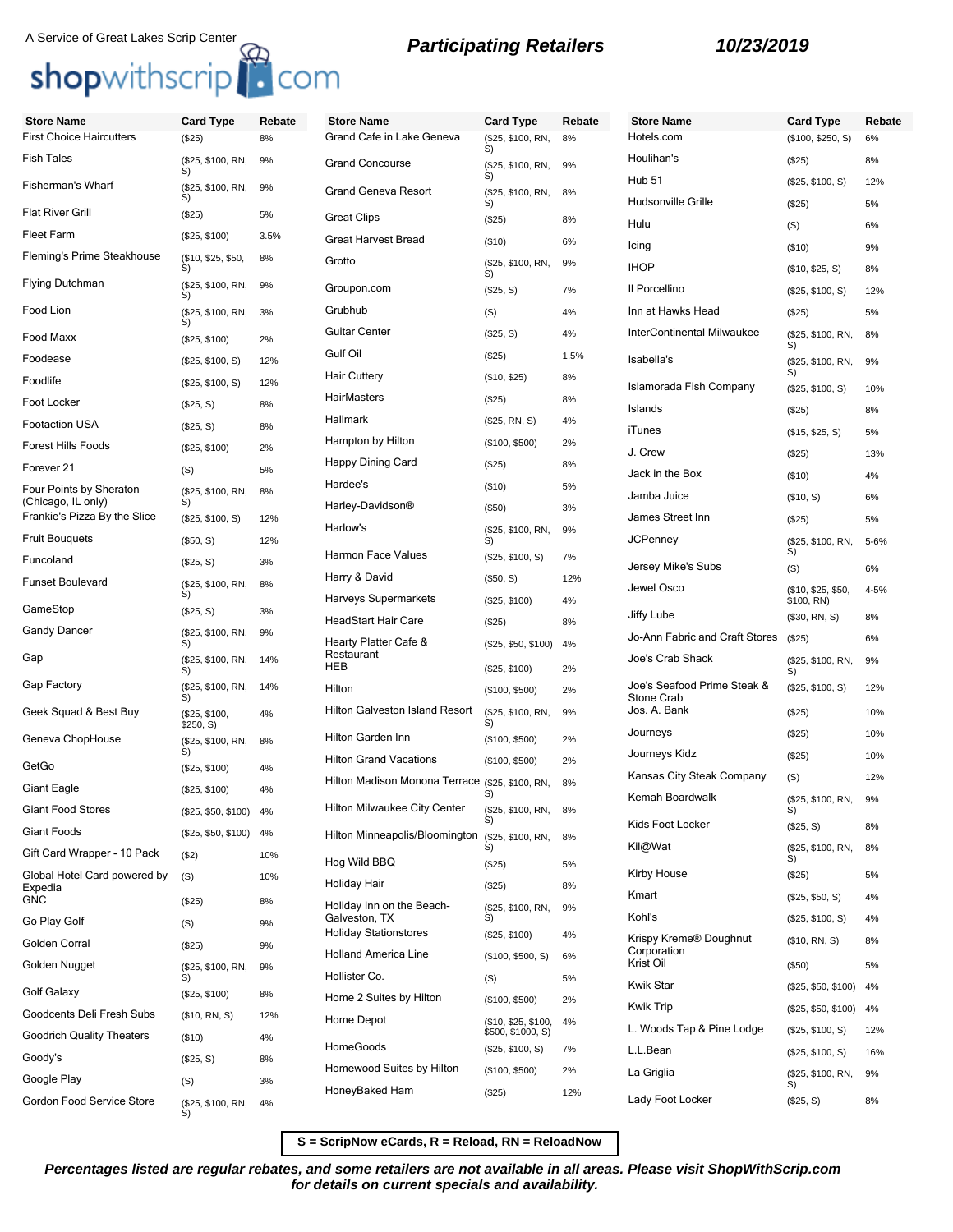A Service of Great Lakes Scrip Center

shopwithscrip.com

**Participating Retailers** **10/23/2019**

| Store Name | Card Type | Rebate |
|---|---|---|
| First Choice Haircutters | ($25) | 8% |
| Fish Tales | ($25, $100, RN, S) | 9% |
| Fisherman's Wharf | ($25, $100, RN, S) | 9% |
| Flat River Grill | ($25) | 5% |
| Fleet Farm | ($25, $100) | 3.5% |
| Fleming's Prime Steakhouse | ($10, $25, $50, S) | 8% |
| Flying Dutchman | ($25, $100, RN, S) | 9% |
| Food Lion | ($25, $100, RN, S) | 3% |
| Food Maxx | ($25, $100) | 2% |
| Foodease | ($25, $100, S) | 12% |
| Foodlife | ($25, $100, S) | 12% |
| Foot Locker | ($25, S) | 8% |
| Footaction USA | ($25, S) | 8% |
| Forest Hills Foods | ($25, $100) | 2% |
| Forever 21 | (S) | 5% |
| Four Points by Sheraton (Chicago, IL only) | ($25, $100, RN, S) | 8% |
| Frankie's Pizza By the Slice | ($25, $100, S) | 12% |
| Fruit Bouquets | ($50, S) | 12% |
| Funcoland | ($25, S) | 3% |
| Funset Boulevard | ($25, $100, RN, S) | 8% |
| GameStop | ($25, S) | 3% |
| Gandy Dancer | ($25, $100, RN, S) | 9% |
| Gap | ($25, $100, RN, S) | 14% |
| Gap Factory | ($25, $100, RN, S) | 14% |
| Geek Squad & Best Buy | ($25, $100, $250, S) | 4% |
| Geneva ChopHouse | ($25, $100, RN, S) | 8% |
| GetGo | ($25, $100) | 4% |
| Giant Eagle | ($25, $100) | 4% |
| Giant Food Stores | ($25, $50, $100) | 4% |
| Giant Foods | ($25, $50, $100) | 4% |
| Gift Card Wrapper - 10 Pack | ($2) | 10% |
| Global Hotel Card powered by Expedia | (S) | 10% |
| GNC | ($25) | 8% |
| Go Play Golf | (S) | 9% |
| Golden Corral | ($25) | 9% |
| Golden Nugget | ($25, $100, RN, S) | 9% |
| Golf Galaxy | ($25, $100) | 8% |
| Goodcents Deli Fresh Subs | ($10, RN, S) | 12% |
| Goodrich Quality Theaters | ($10) | 4% |
| Goody's | ($25, S) | 8% |
| Google Play | (S) | 3% |
| Gordon Food Service Store | ($25, $100, RN, S) | 4% |
| Grand Cafe in Lake Geneva | ($25, $100, RN, S) | 8% |
| Grand Concourse | ($25, $100, RN, S) | 9% |
| Grand Geneva Resort | ($25, $100, RN, S) | 8% |
| Great Clips | ($25) | 8% |
| Great Harvest Bread | ($10) | 6% |
| Grotto | ($25, $100, RN, S) | 9% |
| Groupon.com | ($25, S) | 7% |
| Grubhub | (S) | 4% |
| Guitar Center | ($25, S) | 4% |
| Gulf Oil | ($25) | 1.5% |
| Hair Cuttery | ($10, $25) | 8% |
| HairMasters | ($25) | 8% |
| Hallmark | ($25, RN, S) | 4% |
| Hampton by Hilton | ($100, $500) | 2% |
| Happy Dining Card | ($25) | 8% |
| Hardee's | ($10) | 5% |
| Harley-Davidson® | ($50) | 3% |
| Harlow's | ($25, $100, RN, S) | 9% |
| Harmon Face Values | ($25, $100, S) | 7% |
| Harry & David | ($50, S) | 12% |
| Harveys Supermarkets | ($25, $100) | 4% |
| HeadStart Hair Care | ($25) | 8% |
| Hearty Platter Cafe & Restaurant | ($25, $50, $100) | 4% |
| HEB | ($25, $100) | 2% |
| Hilton | ($100, $500) | 2% |
| Hilton Galveston Island Resort | ($25, $100, RN, S) | 9% |
| Hilton Garden Inn | ($100, $500) | 2% |
| Hilton Grand Vacations | ($100, $500) | 2% |
| Hilton Madison Monona Terrace | ($25, $100, RN, S) | 8% |
| Hilton Milwaukee City Center | ($25, $100, RN, S) | 8% |
| Hilton Minneapolis/Bloomington | ($25, $100, RN, S) | 8% |
| Hog Wild BBQ | ($25) | 5% |
| Holiday Hair | ($25) | 8% |
| Holiday Inn on the Beach-Galveston, TX | ($25, $100, RN, S) | 9% |
| Holiday Stationstores | ($25, $100) | 4% |
| Holland America Line | ($100, $500, S) | 6% |
| Hollister Co. | (S) | 5% |
| Home 2 Suites by Hilton | ($100, $500) | 2% |
| Home Depot | ($10, $25, $100, $500, $1000, S) | 4% |
| HomeGoods | ($25, $100, S) | 7% |
| Homewood Suites by Hilton | ($100, $500) | 2% |
| HoneyBaked Ham | ($25) | 12% |
| Hotels.com | ($100, $250, S) | 6% |
| Houlihan's | ($25) | 8% |
| Hub 51 | ($25, $100, S) | 12% |
| Hudsonville Grille | ($25) | 5% |
| Hulu | (S) | 6% |
| Icing | ($10) | 9% |
| IHOP | ($10, $25, S) | 8% |
| Il Porcellino | ($25, $100, S) | 12% |
| Inn at Hawks Head | ($25) | 5% |
| InterContinental Milwaukee | ($25, $100, RN, S) | 8% |
| Isabella's | ($25, $100, RN, S) | 9% |
| Islamorada Fish Company | ($25, $100, S) | 10% |
| Islands | ($25) | 8% |
| iTunes | ($15, $25, S) | 5% |
| J. Crew | ($25) | 13% |
| Jack in the Box | ($10) | 4% |
| Jamba Juice | ($10, S) | 6% |
| James Street Inn | ($25) | 5% |
| JCPenney | ($25, $100, RN, S) | 5-6% |
| Jersey Mike's Subs | (S) | 6% |
| Jewel Osco | ($10, $25, $50, $100, RN) | 4-5% |
| Jiffy Lube | ($30, RN, S) | 8% |
| Jo-Ann Fabric and Craft Stores | ($25) | 6% |
| Joe's Crab Shack | ($25, $100, RN, S) | 9% |
| Joe's Seafood Prime Steak & Stone Crab | ($25, $100, S) | 12% |
| Jos. A. Bank | ($25) | 10% |
| Journeys | ($25) | 10% |
| Journeys Kidz | ($25) | 10% |
| Kansas City Steak Company | (S) | 12% |
| Kemah Boardwalk | ($25, $100, RN, S) | 9% |
| Kids Foot Locker | ($25, S) | 8% |
| Kil@Wat | ($25, $100, RN, S) | 8% |
| Kirby House | ($25) | 5% |
| Kmart | ($25, $50, S) | 4% |
| Kohl's | ($25, $100, S) | 4% |
| Krispy Kreme® Doughnut Corporation | ($10, RN, S) | 8% |
| Krist Oil | ($50) | 5% |
| Kwik Star | ($25, $50, $100) | 4% |
| Kwik Trip | ($25, $50, $100) | 4% |
| L. Woods Tap & Pine Lodge | ($25, $100, S) | 12% |
| L.L.Bean | ($25, $100, S) | 16% |
| La Griglia | ($25, $100, RN, S) | 9% |
| Lady Foot Locker | ($25, S) | 8% |

**S = ScripNow eCards, R = Reload, RN = ReloadNow**

***Percentages listed are regular rebates, and some retailers are not available in all areas. Please visit ShopWithScrip.com for details on current specials and availability.***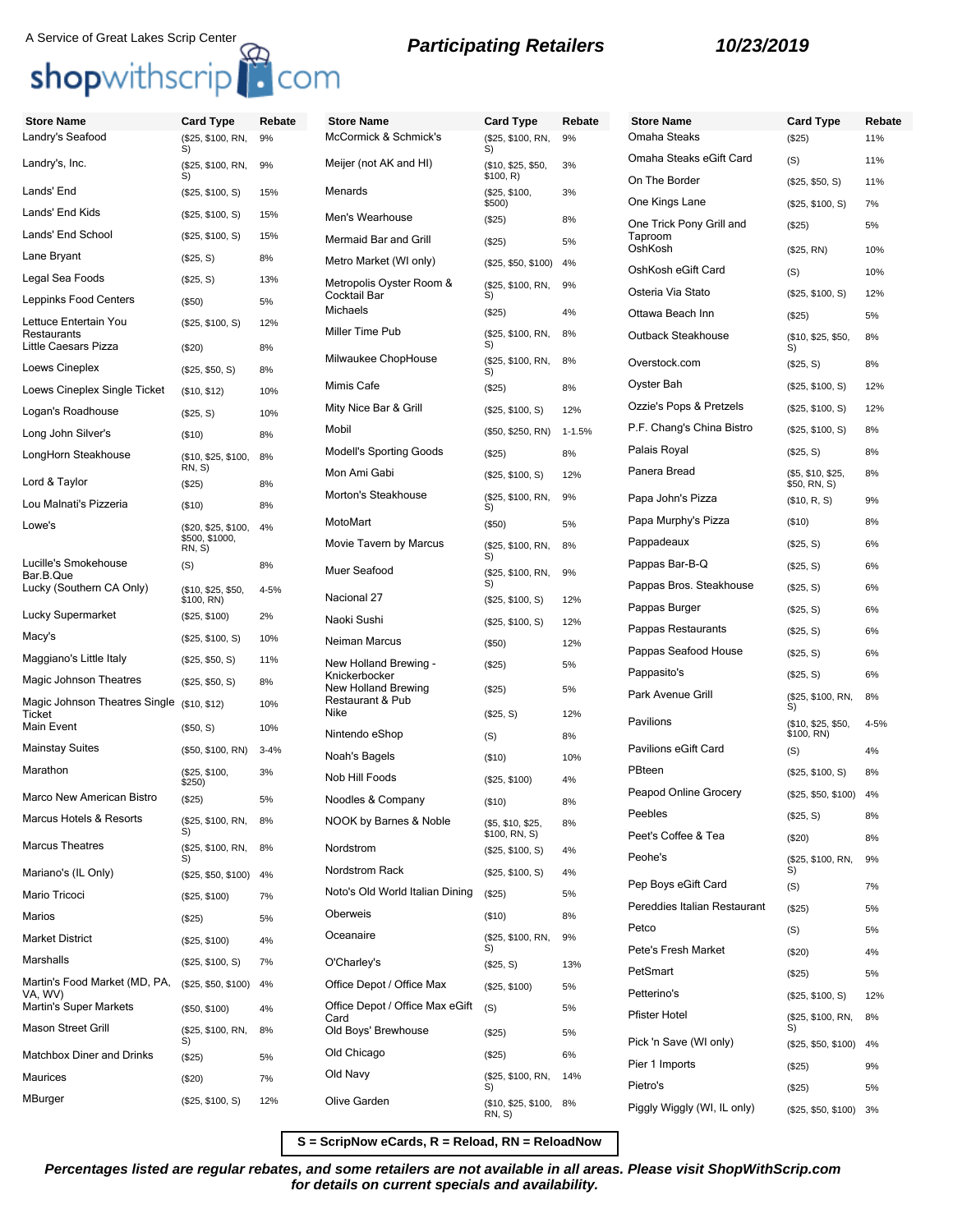A Service of Great Lakes Scrip Center

shopwithscrip.com

**Participating Retailers**

**10/23/2019**

| Store Name | Card Type | Rebate |
|---|---|---|
| Landry's Seafood | ($25, $100, RN, S) | 9% |
| Landry's, Inc. | ($25, $100, RN, S) | 9% |
| Lands' End | ($25, $100, S) | 15% |
| Lands' End Kids | ($25, $100, S) | 15% |
| Lands' End School | ($25, $100, S) | 15% |
| Lane Bryant | ($25, S) | 8% |
| Legal Sea Foods | ($25, S) | 13% |
| Leppinks Food Centers | ($50) | 5% |
| Lettuce Entertain You Restaurants | ($25, $100, S) | 12% |
| Little Caesars Pizza | ($20) | 8% |
| Loews Cineplex | ($25, $50, S) | 8% |
| Loews Cineplex Single Ticket | ($10, $12) | 10% |
| Logan's Roadhouse | ($25, S) | 10% |
| Long John Silver's | ($10) | 8% |
| LongHorn Steakhouse | ($10, $25, $100, RN, S) | 8% |
| Lord & Taylor | ($25) | 8% |
| Lou Malnati's Pizzeria | ($10) | 8% |
| Lowe's | ($20, $25, $100, $500, $1000, RN, S) | 4% |
| Lucille's Smokehouse Bar.B.Que | (S) | 8% |
| Lucky (Southern CA Only) | ($10, $25, $50, $100, RN) | 4-5% |
| Lucky Supermarket | ($25, $100) | 2% |
| Macy's | ($25, $100, S) | 10% |
| Maggiano's Little Italy | ($25, $50, S) | 11% |
| Magic Johnson Theatres | ($25, $50, S) | 8% |
| Magic Johnson Theatres Single Ticket | ($10, $12) | 10% |
| Main Event | ($50, S) | 10% |
| Mainstay Suites | ($50, $100, RN) | 3-4% |
| Marathon | ($25, $100, $250) | 3% |
| Marco New American Bistro | ($25) | 5% |
| Marcus Hotels & Resorts | ($25, $100, RN, S) | 8% |
| Marcus Theatres | ($25, $100, RN, S) | 8% |
| Mariano's (IL Only) | ($25, $50, $100) | 4% |
| Mario Tricoci | ($25, $100) | 7% |
| Marios | ($25) | 5% |
| Market District | ($25, $100) | 4% |
| Marshalls | ($25, $100, S) | 7% |
| Martin's Food Market (MD, PA, VA, WV) | ($25, $50, $100) | 4% |
| Martin's Super Markets | ($50, $100) | 4% |
| Mason Street Grill | ($25, $100, RN, S) | 8% |
| Matchbox Diner and Drinks | ($25) | 5% |
| Maurices | ($20) | 7% |
| MBurger | ($25, $100, S) | 12% |
| McCormick & Schmick's | ($25, $100, RN, S) | 9% |
| Meijer (not AK and HI) | ($10, $25, $50, $100, R) | 3% |
| Menards | ($25, $100, $500) | 3% |
| Men's Wearhouse | ($25) | 8% |
| Mermaid Bar and Grill | ($25) | 5% |
| Metro Market (WI only) | ($25, $50, $100) | 4% |
| Metropolis Oyster Room & Cocktail Bar | ($25, $100, RN, S) | 9% |
| Michaels | ($25) | 4% |
| Miller Time Pub | ($25, $100, RN, S) | 8% |
| Milwaukee ChopHouse | ($25, $100, RN, S) | 8% |
| Mimis Cafe | ($25) | 8% |
| Mity Nice Bar & Grill | ($25, $100, S) | 12% |
| Mobil | ($50, $250, RN) | 1-1.5% |
| Modell's Sporting Goods | ($25) | 8% |
| Mon Ami Gabi | ($25, $100, S) | 12% |
| Morton's Steakhouse | ($25, $100, RN, S) | 9% |
| MotoMart | ($50) | 5% |
| Movie Tavern by Marcus | ($25, $100, RN, S) | 8% |
| Muer Seafood | ($25, $100, RN, S) | 9% |
| Nacional 27 | ($25, $100, S) | 12% |
| Naoki Sushi | ($25, $100, S) | 12% |
| Neiman Marcus | ($50) | 12% |
| New Holland Brewing - Knickerbocker | ($25) | 5% |
| New Holland Brewing Restaurant & Pub | ($25) | 5% |
| Nike | ($25, S) | 12% |
| Nintendo eShop | (S) | 8% |
| Noah's Bagels | ($10) | 10% |
| Nob Hill Foods | ($25, $100) | 4% |
| Noodles & Company | ($10) | 8% |
| NOOK by Barnes & Noble | ($5, $10, $25, $100, RN, S) | 8% |
| Nordstrom | ($25, $100, S) | 4% |
| Nordstrom Rack | ($25, $100, S) | 4% |
| Noto's Old World Italian Dining | ($25) | 5% |
| Oberweis | ($10) | 8% |
| Oceanaire | ($25, $100, RN, S) | 9% |
| O'Charley's | ($25, S) | 13% |
| Office Depot / Office Max | ($25, $100) | 5% |
| Office Depot / Office Max eGift Card | (S) | 5% |
| Old Boys' Brewhouse | ($25) | 5% |
| Old Chicago | ($25) | 6% |
| Old Navy | ($25, $100, RN, S) | 14% |
| Olive Garden | ($10, $25, $100, RN, S) | 8% |
| Omaha Steaks | ($25) | 11% |
| Omaha Steaks eGift Card | (S) | 11% |
| On The Border | ($25, $50, S) | 11% |
| One Kings Lane | ($25, $100, S) | 7% |
| One Trick Pony Grill and Taproom | ($25) | 5% |
| OshKosh | ($25, RN) | 10% |
| OshKosh eGift Card | (S) | 10% |
| Osteria Via Stato | ($25, $100, S) | 12% |
| Ottawa Beach Inn | ($25) | 5% |
| Outback Steakhouse | ($10, $25, $50, S) | 8% |
| Overstock.com | ($25, S) | 8% |
| Oyster Bah | ($25, $100, S) | 12% |
| Ozzie's Pops & Pretzels | ($25, $100, S) | 12% |
| P.F. Chang's China Bistro | ($25, $100, S) | 8% |
| Palais Royal | ($25, S) | 8% |
| Panera Bread | ($5, $10, $25, $50, RN, S) | 8% |
| Papa John's Pizza | ($10, R, S) | 9% |
| Papa Murphy's Pizza | ($10) | 8% |
| Pappadeaux | ($25, S) | 6% |
| Pappas Bar-B-Q | ($25, S) | 6% |
| Pappas Bros. Steakhouse | ($25, S) | 6% |
| Pappas Burger | ($25, S) | 6% |
| Pappas Restaurants | ($25, S) | 6% |
| Pappas Seafood House | ($25, S) | 6% |
| Pappasito's | ($25, S) | 6% |
| Park Avenue Grill | ($25, $100, RN, S) | 8% |
| Pavilions | ($10, $25, $50, $100, RN) | 4-5% |
| Pavilions eGift Card | (S) | 4% |
| PBteen | ($25, $100, S) | 8% |
| Peapod Online Grocery | ($25, $50, $100) | 4% |
| Peebles | ($25, S) | 8% |
| Peet's Coffee & Tea | ($20) | 8% |
| Peohe's | ($25, $100, RN, S) | 9% |
| Pep Boys eGift Card | (S) | 7% |
| Pereddies Italian Restaurant | ($25) | 5% |
| Petco | (S) | 5% |
| Pete's Fresh Market | ($20) | 4% |
| PetSmart | ($25) | 5% |
| Petterino's | ($25, $100, S) | 12% |
| Pfister Hotel | ($25, $100, RN, S) | 8% |
| Pick 'n Save (WI only) | ($25, $50, $100) | 4% |
| Pier 1 Imports | ($25) | 9% |
| Pietro's | ($25) | 5% |
| Piggly Wiggly (WI, IL only) | ($25, $50, $100) | 3% |

**S = ScripNow eCards, R = Reload, RN = ReloadNow**

***Percentages listed are regular rebates, and some retailers are not available in all areas. Please visit ShopWithScrip.com for details on current specials and availability.***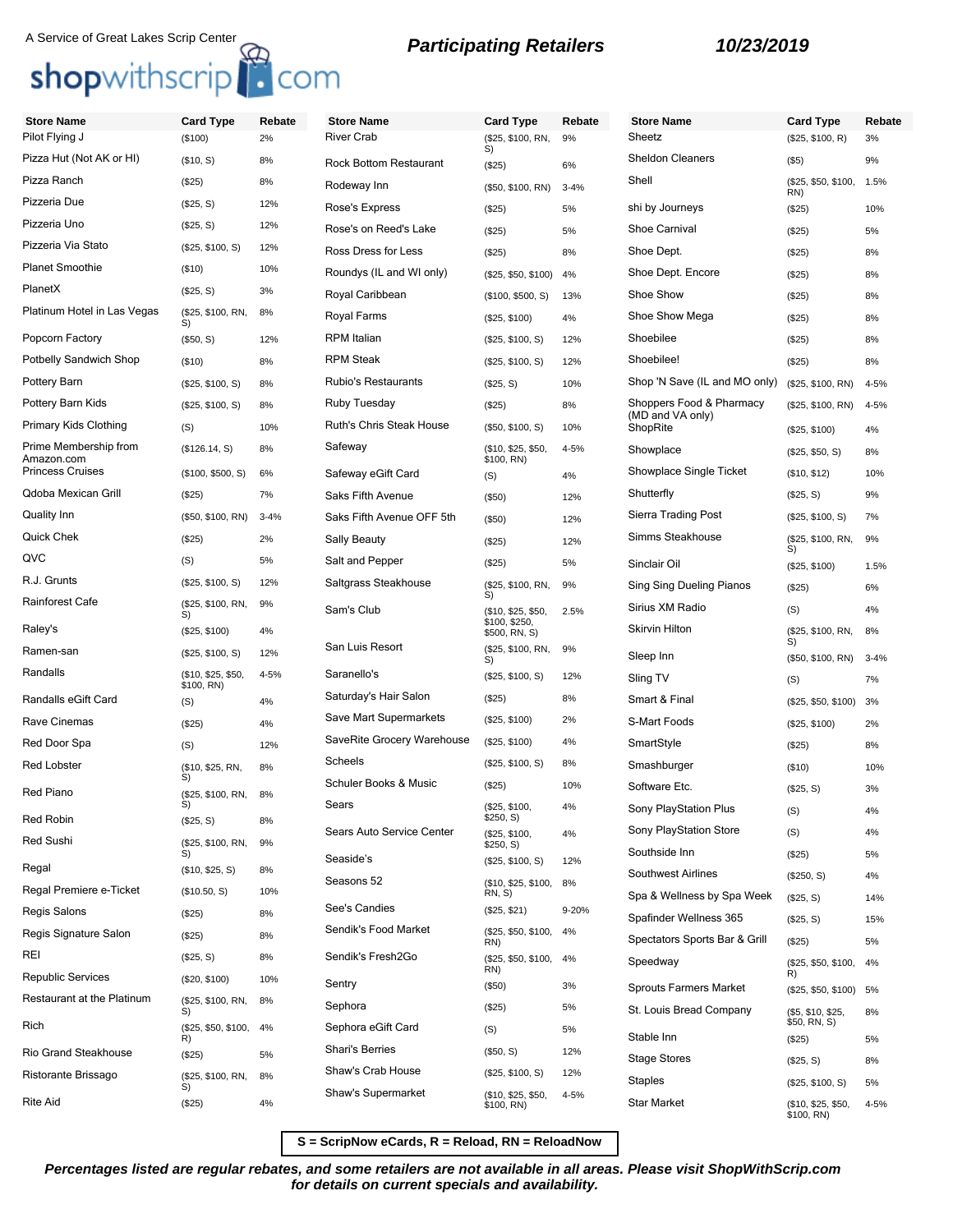A Service of Great Lakes Scrip Center

shopwithscrip.com

**Participating Retailers** **10/23/2019**

| Store Name | Card Type | Rebate |
|---|---|---|
| Pilot Flying J | ($100) | 2% |
| Pizza Hut (Not AK or HI) | ($10, S) | 8% |
| Pizza Ranch | ($25) | 8% |
| Pizzeria Due | ($25, S) | 12% |
| Pizzeria Uno | ($25, S) | 12% |
| Pizzeria Via Stato | ($25, $100, S) | 12% |
| Planet Smoothie | ($10) | 10% |
| PlanetX | ($25, S) | 3% |
| Platinum Hotel in Las Vegas | ($25, $100, RN, S) | 8% |
| Popcorn Factory | ($50, S) | 12% |
| Potbelly Sandwich Shop | ($10) | 8% |
| Pottery Barn | ($25, $100, S) | 8% |
| Pottery Barn Kids | ($25, $100, S) | 8% |
| Primary Kids Clothing | (S) | 10% |
| Prime Membership from Amazon.com | ($126.14, S) | 8% |
| Princess Cruises | ($100, $500, S) | 6% |
| Qdoba Mexican Grill | ($25) | 7% |
| Quality Inn | ($50, $100, RN) | 3-4% |
| Quick Chek | ($25) | 2% |
| QVC | (S) | 5% |
| R.J. Grunts | ($25, $100, S) | 12% |
| Rainforest Cafe | ($25, $100, RN, S) | 9% |
| Raley's | ($25, $100) | 4% |
| Ramen-san | ($25, $100, S) | 12% |
| Randalls | ($10, $25, $50, $100, RN) | 4-5% |
| Randalls eGift Card | (S) | 4% |
| Rave Cinemas | ($25) | 4% |
| Red Door Spa | (S) | 12% |
| Red Lobster | ($10, $25, RN, S) | 8% |
| Red Piano | ($25, $100, RN, S) | 8% |
| Red Robin | ($25, S) | 8% |
| Red Sushi | ($25, $100, RN, S) | 9% |
| Regal | ($10, $25, S) | 8% |
| Regal Premiere e-Ticket | ($10.50, S) | 10% |
| Regis Salons | ($25) | 8% |
| Regis Signature Salon | ($25) | 8% |
| REI | ($25, S) | 8% |
| Republic Services | ($20, $100) | 10% |
| Restaurant at the Platinum | ($25, $100, RN, S) | 8% |
| Rich | ($25, $50, $100, R) | 4% |
| Rio Grand Steakhouse | ($25) | 5% |
| Ristorante Brissago | ($25, $100, RN, S) | 8% |
| Rite Aid | ($25) | 4% |
| River Crab | ($25, $100, RN, S) | 9% |
| Rock Bottom Restaurant | ($25) | 6% |
| Rodeway Inn | ($50, $100, RN) | 3-4% |
| Rose's Express | ($25) | 5% |
| Rose's on Reed's Lake | ($25) | 5% |
| Ross Dress for Less | ($25) | 8% |
| Roundys (IL and WI only) | ($25, $50, $100) | 4% |
| Royal Caribbean | ($100, $500, S) | 13% |
| Royal Farms | ($25, $100) | 4% |
| RPM Italian | ($25, $100, S) | 12% |
| RPM Steak | ($25, $100, S) | 12% |
| Rubio's Restaurants | ($25, S) | 10% |
| Ruby Tuesday | ($25) | 8% |
| Ruth's Chris Steak House | ($50, $100, S) | 10% |
| Safeway | ($10, $25, $50, $100, RN) | 4-5% |
| Safeway eGift Card | (S) | 4% |
| Saks Fifth Avenue | ($50) | 12% |
| Saks Fifth Avenue OFF 5th | ($50) | 12% |
| Sally Beauty | ($25) | 12% |
| Salt and Pepper | ($25) | 5% |
| Saltgrass Steakhouse | ($25, $100, RN, S) | 9% |
| Sam's Club | ($10, $25, $50, $100, $250, $500, RN, S) | 2.5% |
| San Luis Resort | ($25, $100, RN, S) | 9% |
| Saranello's | ($25, $100, S) | 12% |
| Saturday's Hair Salon | ($25) | 8% |
| Save Mart Supermarkets | ($25, $100) | 2% |
| SaveRite Grocery Warehouse | ($25, $100) | 4% |
| Scheels | ($25, $100, S) | 8% |
| Schuler Books & Music | ($25) | 10% |
| Sears | ($25, $100, $250, S) | 4% |
| Sears Auto Service Center | ($25, $100, $250, S) | 4% |
| Seaside's | ($25, $100, S) | 12% |
| Seasons 52 | ($10, $25, $100, RN, S) | 8% |
| See's Candies | ($25, $21) | 9-20% |
| Sendik's Food Market | ($25, $50, $100, RN) | 4% |
| Sendik's Fresh2Go | ($25, $50, $100, RN) | 4% |
| Sentry | ($50) | 3% |
| Sephora | ($25) | 5% |
| Sephora eGift Card | (S) | 5% |
| Shari's Berries | ($50, S) | 12% |
| Shaw's Crab House | ($25, $100, S) | 12% |
| Shaw's Supermarket | ($10, $25, $50, $100, RN) | 4-5% |
| Sheetz | ($25, $100, R) | 3% |
| Sheldon Cleaners | ($5) | 9% |
| Shell | ($25, $50, $100, RN) | 1.5% |
| shi by Journeys | ($25) | 10% |
| Shoe Carnival | ($25) | 5% |
| Shoe Dept. | ($25) | 8% |
| Shoe Dept. Encore | ($25) | 8% |
| Shoe Show | ($25) | 8% |
| Shoe Show Mega | ($25) | 8% |
| Shoebilee | ($25) | 8% |
| Shoebilee! | ($25) | 8% |
| Shop 'N Save (IL and MO only) | ($25, $100, RN) | 4-5% |
| Shoppers Food & Pharmacy (MD and VA only) | ($25, $100, RN) | 4-5% |
| ShopRite | ($25, $100) | 4% |
| Showplace | ($25, $50, S) | 8% |
| Showplace Single Ticket | ($10, $12) | 10% |
| Shutterfly | ($25, S) | 9% |
| Sierra Trading Post | ($25, $100, S) | 7% |
| Simms Steakhouse | ($25, $100, RN, S) | 9% |
| Sinclair Oil | ($25, $100) | 1.5% |
| Sing Sing Dueling Pianos | ($25) | 6% |
| Sirius XM Radio | (S) | 4% |
| Skirvin Hilton | ($25, $100, RN, S) | 8% |
| Sleep Inn | ($50, $100, RN) | 3-4% |
| Sling TV | (S) | 7% |
| Smart & Final | ($25, $50, $100) | 3% |
| S-Mart Foods | ($25, $100) | 2% |
| SmartStyle | ($25) | 8% |
| Smashburger | ($10) | 10% |
| Software Etc. | ($25, S) | 3% |
| Sony PlayStation Plus | (S) | 4% |
| Sony PlayStation Store | (S) | 4% |
| Southside Inn | ($25) | 5% |
| Southwest Airlines | ($250, S) | 4% |
| Spa & Wellness by Spa Week | ($25, S) | 14% |
| Spafinder Wellness 365 | ($25, S) | 15% |
| Spectators Sports Bar & Grill | ($25) | 5% |
| Speedway | ($25, $50, $100, R) | 4% |
| Sprouts Farmers Market | ($25, $50, $100) | 5% |
| St. Louis Bread Company | ($5, $10, $25, $50, RN, S) | 8% |
| Stable Inn | ($25) | 5% |
| Stage Stores | ($25, S) | 8% |
| Staples | ($25, $100, S) | 5% |
| Star Market | ($10, $25, $50, $100, RN) | 4-5% |

**S = ScripNow eCards, R = Reload, RN = ReloadNow**

***Percentages listed are regular rebates, and some retailers are not available in all areas. Please visit ShopWithScrip.com for details on current specials and availability.***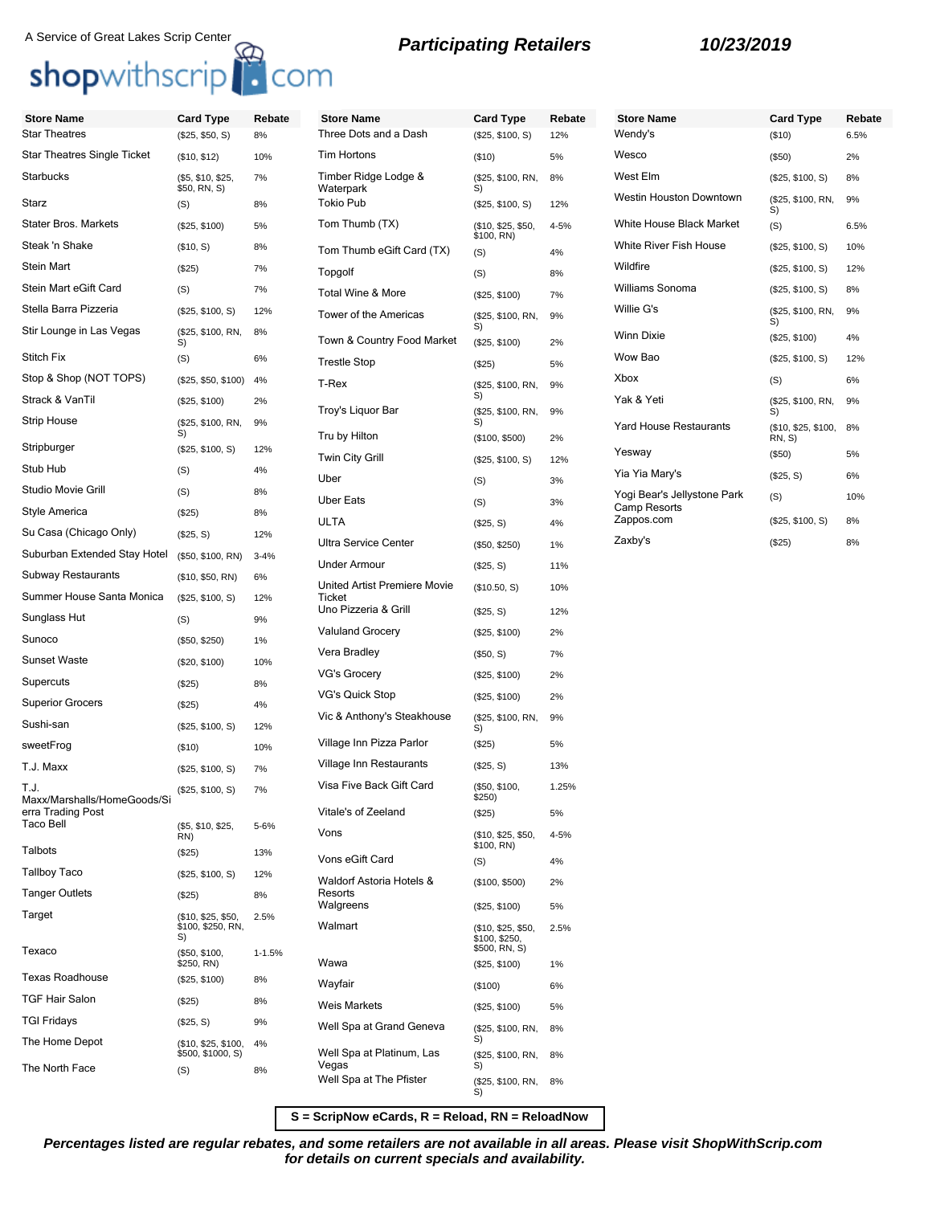A Service of Great Lakes Scrip Center

shopwithscrip.com

## Participating Retailers

**10/23/2019**

| Store Name | Card Type | Rebate |
|---|---|---|
| Star Theatres | ($25, $50, S) | 8% |
| Star Theatres Single Ticket | ($10, $12) | 10% |
| Starbucks | ($5, $10, $25, $50, RN, S) | 7% |
| Starz | (S) | 8% |
| Stater Bros. Markets | ($25, $100) | 5% |
| Steak 'n Shake | ($10, S) | 8% |
| Stein Mart | ($25) | 7% |
| Stein Mart eGift Card | (S) | 7% |
| Stella Barra Pizzeria | ($25, $100, S) | 12% |
| Stir Lounge in Las Vegas | ($25, $100, RN, S) | 8% |
| Stitch Fix | (S) | 6% |
| Stop & Shop (NOT TOPS) | ($25, $50, $100) | 4% |
| Strack & VanTil | ($25, $100) | 2% |
| Strip House | ($25, $100, RN, S) | 9% |
| Stripburger | ($25, $100, S) | 12% |
| Stub Hub | (S) | 4% |
| Studio Movie Grill | (S) | 8% |
| Style America | ($25) | 8% |
| Su Casa (Chicago Only) | ($25, S) | 12% |
| Suburban Extended Stay Hotel | ($50, $100, RN) | 3-4% |
| Subway Restaurants | ($10, $50, RN) | 6% |
| Summer House Santa Monica | ($25, $100, S) | 12% |
| Sunglass Hut | (S) | 9% |
| Sunoco | ($50, $250) | 1% |
| Sunset Waste | ($20, $100) | 10% |
| Supercuts | ($25) | 8% |
| Superior Grocers | ($25) | 4% |
| Sushi-san | ($25, $100, S) | 12% |
| sweetFrog | ($10) | 10% |
| T.J. Maxx | ($25, $100, S) | 7% |
| T.J. Maxx/Marshalls/HomeGoods/Sierra Trading Post | ($25, $100, S) | 7% |
| Taco Bell | ($5, $10, $25, RN) | 5-6% |
| Talbots | ($25) | 13% |
| Tallboy Taco | ($25, $100, S) | 12% |
| Tanger Outlets | ($25) | 8% |
| Target | ($10, $25, $50, $100, $250, RN, S) | 2.5% |
| Texaco | ($50, $100, $250, RN) | 1-1.5% |
| Texas Roadhouse | ($25, $100) | 8% |
| TGF Hair Salon | ($25) | 8% |
| TGI Fridays | ($25, S) | 9% |
| The Home Depot | ($10, $25, $100, $500, $1000, S) | 4% |
| The North Face | (S) | 8% |
| Three Dots and a Dash | ($25, $100, S) | 12% |
| Tim Hortons | ($10) | 5% |
| Timber Ridge Lodge & Waterpark | ($25, $100, RN, S) | 8% |
| Tokio Pub | ($25, $100, S) | 12% |
| Tom Thumb (TX) | ($10, $25, $50, $100, RN) | 4-5% |
| Tom Thumb eGift Card (TX) | (S) | 4% |
| Topgolf | (S) | 8% |
| Total Wine & More | ($25, $100) | 7% |
| Tower of the Americas | ($25, $100, RN, S) | 9% |
| Town & Country Food Market | ($25, $100) | 2% |
| Trestle Stop | ($25) | 5% |
| T-Rex | ($25, $100, RN, S) | 9% |
| Troy's Liquor Bar | ($25, $100, RN, S) | 9% |
| Tru by Hilton | ($100, $500) | 2% |
| Twin City Grill | ($25, $100, S) | 12% |
| Uber | (S) | 3% |
| Uber Eats | (S) | 3% |
| ULTA | ($25, S) | 4% |
| Ultra Service Center | ($50, $250) | 1% |
| Under Armour | ($25, S) | 11% |
| United Artist Premiere Movie Ticket | ($10.50, S) | 10% |
| Uno Pizzeria & Grill | ($25, S) | 12% |
| Valuland Grocery | ($25, $100) | 2% |
| Vera Bradley | ($50, S) | 7% |
| VG's Grocery | ($25, $100) | 2% |
| VG's Quick Stop | ($25, $100) | 2% |
| Vic & Anthony's Steakhouse | ($25, $100, RN, S) | 9% |
| Village Inn Pizza Parlor | ($25) | 5% |
| Village Inn Restaurants | ($25, S) | 13% |
| Visa Five Back Gift Card | ($50, $100, $250) | 1.25% |
| Vitale's of Zeeland | ($25) | 5% |
| Vons | ($10, $25, $50, $100, RN) | 4-5% |
| Vons eGift Card | (S) | 4% |
| Waldorf Astoria Hotels & Resorts | ($100, $500) | 2% |
| Walgreens | ($25, $100) | 5% |
| Walmart | ($10, $25, $50, $100, $250, $500, RN, S) | 2.5% |
| Wawa | ($25, $100) | 1% |
| Wayfair | ($100) | 6% |
| Weis Markets | ($25, $100) | 5% |
| Well Spa at Grand Geneva | ($25, $100, RN, S) | 8% |
| Well Spa at Platinum, Las Vegas | ($25, $100, RN, S) | 8% |
| Well Spa at The Pfister | ($25, $100, RN, S) | 8% |
| Wendy's | ($10) | 6.5% |
| Wesco | ($50) | 2% |
| West Elm | ($25, $100, S) | 8% |
| Westin Houston Downtown | ($25, $100, RN, S) | 9% |
| White House Black Market | (S) | 6.5% |
| White River Fish House | ($25, $100, S) | 10% |
| Wildfire | ($25, $100, S) | 12% |
| Williams Sonoma | ($25, $100, S) | 8% |
| Willie G's | ($25, $100, RN, S) | 9% |
| Winn Dixie | ($25, $100) | 4% |
| Wow Bao | ($25, $100, S) | 12% |
| Xbox | (S) | 6% |
| Yak & Yeti | ($25, $100, RN, S) | 9% |
| Yard House Restaurants | ($10, $25, $100, RN, S) | 8% |
| Yesway | ($50) | 5% |
| Yia Yia Mary's | ($25, S) | 6% |
| Yogi Bear's Jellystone Park Camp Resorts | (S) | 10% |
| Zappos.com | ($25, $100, S) | 8% |
| Zaxby's | ($25) | 8% |

**S = ScripNow eCards, R = Reload, RN = ReloadNow**

***Percentages listed are regular rebates, and some retailers are not available in all areas. Please visit ShopWithScrip.com for details on current specials and availability.***